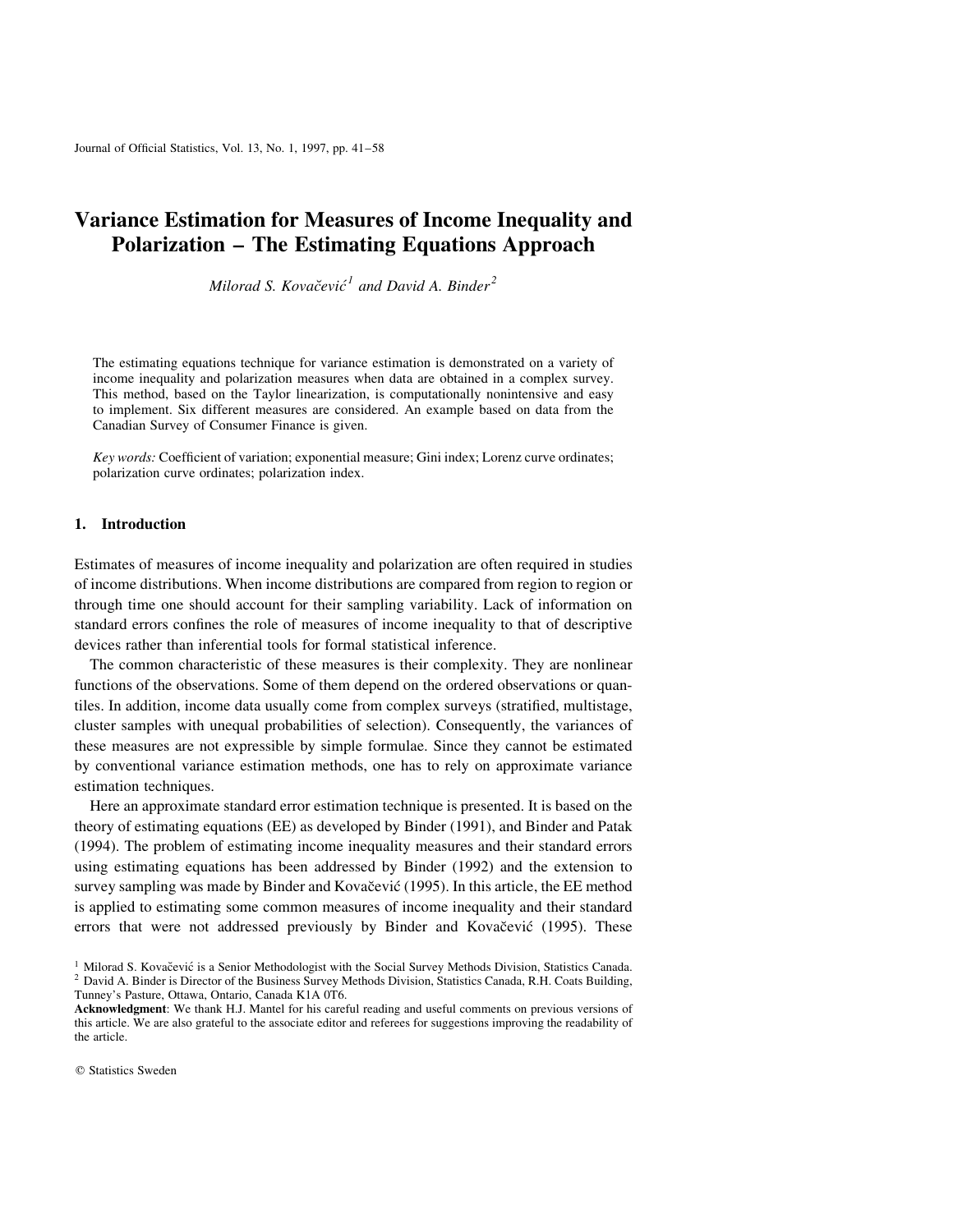# Variance Estimation for Measures of Income Inequality and Polarization – The Estimating Equations Approach

*Milorad S. Kovačević[1] and David A. Binder[2]*

The estimating equations technique for variance estimation is demonstrated on a variety of income inequality and polarization measures when data are obtained in a complex survey. This method, based on the Taylor linearization, is computationally nonintensive and easy to implement. Six different measures are considered. An example based on data from the Canadian Survey of Consumer Finance is given.

*Key words:* Coefficient of variation; exponential measure; Gini index; Lorenz curve ordinates; polarization curve ordinates; polarization index.

## 1. Introduction

Estimates of measures of income inequality and polarization are often required in studies of income distributions. When income distributions are compared from region to region or through time one should account for their sampling variability. Lack of information on standard errors confines the role of measures of income inequality to that of descriptive devices rather than inferential tools for formal statistical inference.

The common characteristic of these measures is their complexity. They are nonlinear functions of the observations. Some of them depend on the ordered observations or quantiles. In addition, income data usually come from complex surveys (stratified, multistage, cluster samples with unequal probabilities of selection). Consequently, the variances of these measures are not expressible by simple formulae. Since they cannot be estimated by conventional variance estimation methods, one has to rely on approximate variance estimation techniques.

Here an approximate standard error estimation technique is presented. It is based on the theory of estimating equations (EE) as developed by Binder (1991), and Binder and Patak (1994). The problem of estimating income inequality measures and their standard errors using estimating equations has been addressed by Binder (1992) and the extension to survey sampling was made by Binder and Kovačević (1995). In this article, the EE method is applied to estimating some common measures of income inequality and their standard errors that were not addressed previously by Binder and Kovačević (1995). These

[1] Milorad S. Kovačević is a Senior Methodologist with the Social Survey Methods Division, Statistics Canada.
[2] David A. Binder is Director of the Business Survey Methods Division, Statistics Canada, R.H. Coats Building, Tunney's Pasture, Ottawa, Ontario, Canada K1A 0T6.

**Acknowledgment**: We thank H.J. Mantel for his careful reading and useful comments on previous versions of this article. We are also grateful to the associate editor and referees for suggestions improving the readability of the article.

© Statistics Sweden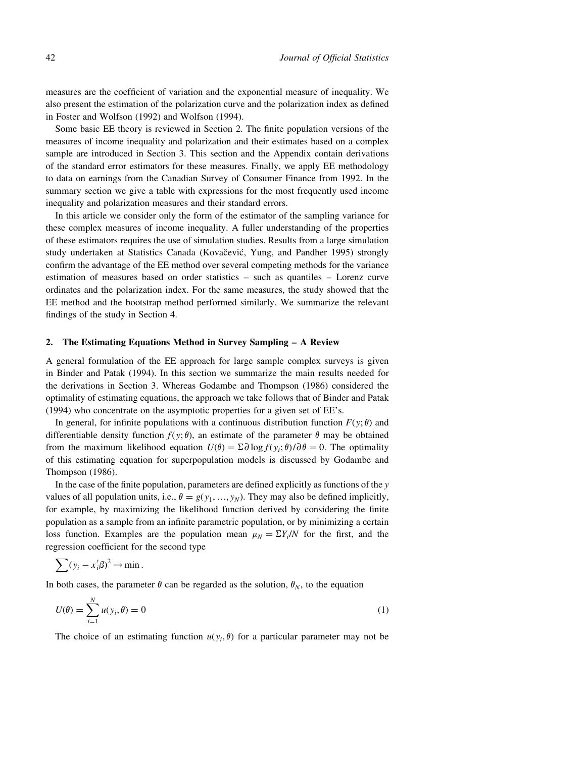measures are the coefficient of variation and the exponential measure of inequality. We also present the estimation of the polarization curve and the polarization index as defined in Foster and Wolfson (1992) and Wolfson (1994).

Some basic EE theory is reviewed in Section 2. The finite population versions of the measures of income inequality and polarization and their estimates based on a complex sample are introduced in Section 3. This section and the Appendix contain derivations of the standard error estimators for these measures. Finally, we apply EE methodology to data on earnings from the Canadian Survey of Consumer Finance from 1992. In the summary section we give a table with expressions for the most frequently used income inequality and polarization measures and their standard errors.

In this article we consider only the form of the estimator of the sampling variance for these complex measures of income inequality. A fuller understanding of the properties of these estimators requires the use of simulation studies. Results from a large simulation study undertaken at Statistics Canada (Kovačević, Yung, and Pandher 1995) strongly confirm the advantage of the EE method over several competing methods for the variance estimation of measures based on order statistics – such as quantiles – Lorenz curve ordinates and the polarization index. For the same measures, the study showed that the EE method and the bootstrap method performed similarly. We summarize the relevant findings of the study in Section 4.

## 2. The Estimating Equations Method in Survey Sampling – A Review

A general formulation of the EE approach for large sample complex surveys is given in Binder and Patak (1994). In this section we summarize the main results needed for the derivations in Section 3. Whereas Godambe and Thompson (1986) considered the optimality of estimating equations, the approach we take follows that of Binder and Patak (1994) who concentrate on the asymptotic properties for a given set of EE's.

In general, for infinite populations with a continuous distribution function $F(y;\theta)$ and differentiable density function $f(y;\theta)$, an estimate of the parameter $\theta$ may be obtained from the maximum likelihood equation $U(\theta) = \Sigma \partial \log f(y_i;\theta)/\partial\theta = 0$. The optimality of this estimating equation for superpopulation models is discussed by Godambe and Thompson (1986).

In the case of the finite population, parameters are defined explicitly as functions of the $y$ values of all population units, i.e., $\theta = g(y_1, \ldots, y_N)$. They may also be defined implicitly, for example, by maximizing the likelihood function derived by considering the finite population as a sample from an infinite parametric population, or by minimizing a certain loss function. Examples are the population mean $\mu_N = \Sigma Y_i/N$ for the first, and the regression coefficient for the second type

$$\sum (y_i - x_i'\beta)^2 \rightarrow \min .$$

In both cases, the parameter $\theta$ can be regarded as the solution, $\theta_N$, to the equation

$$U(\theta) = \sum_{i=1}^{N} u(y_i, \theta) = 0 \tag{1}$$

The choice of an estimating function $u(y_i, \theta)$ for a particular parameter may not be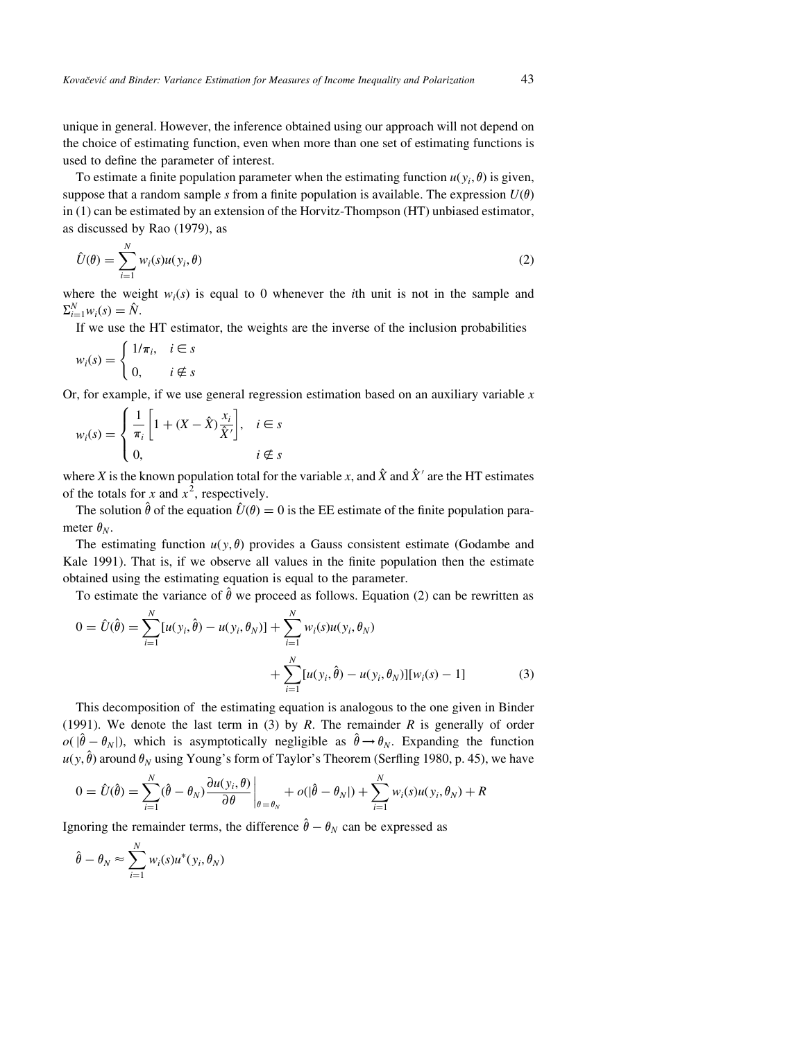unique in general. However, the inference obtained using our approach will not depend on the choice of estimating function, even when more than one set of estimating functions is used to define the parameter of interest.

To estimate a finite population parameter when the estimating function $u(y_i, \theta)$ is given, suppose that a random sample $s$ from a finite population is available. The expression $U(\theta)$ in (1) can be estimated by an extension of the Horvitz-Thompson (HT) unbiased estimator, as discussed by Rao (1979), as

$$\hat{U}(\theta) = \sum_{i=1}^{N} w_i(s) u(y_i, \theta) \tag{2}$$

where the weight $w_i(s)$ is equal to 0 whenever the $i$th unit is not in the sample and $\Sigma_{i=1}^{N} w_i(s) = \hat{N}$.

If we use the HT estimator, the weights are the inverse of the inclusion probabilities

$$w_i(s) = \begin{cases} 1/\pi_i, & i \in s \\ 0, & i \notin s \end{cases}$$

Or, for example, if we use general regression estimation based on an auxiliary variable $x$

$$w_i(s) = \begin{cases} \dfrac{1}{\pi_i}\left[1 + (X - \hat{X})\dfrac{x_i}{\hat{X}'}\right], & i \in s \\ 0, & i \notin s \end{cases}$$

where $X$ is the known population total for the variable $x$, and $\hat{X}$ and $\hat{X}'$ are the HT estimates of the totals for $x$ and $x^2$, respectively.

The solution $\hat{\theta}$ of the equation $\hat{U}(\theta) = 0$ is the EE estimate of the finite population parameter $\theta_N$.

The estimating function $u(y, \theta)$ provides a Gauss consistent estimate (Godambe and Kale 1991). That is, if we observe all values in the finite population then the estimate obtained using the estimating equation is equal to the parameter.

To estimate the variance of $\hat{\theta}$ we proceed as follows. Equation (2) can be rewritten as

$$0 = \hat{U}(\hat{\theta}) = \sum_{i=1}^{N} [u(y_i, \hat{\theta}) - u(y_i, \theta_N)] + \sum_{i=1}^{N} w_i(s) u(y_i, \theta_N) + \sum_{i=1}^{N} [u(y_i, \hat{\theta}) - u(y_i, \theta_N)][w_i(s) - 1] \tag{3}$$

This decomposition of the estimating equation is analogous to the one given in Binder (1991). We denote the last term in (3) by $R$. The remainder $R$ is generally of order $o(|\hat{\theta} - \theta_N|)$, which is asymptotically negligible as $\hat{\theta} \to \theta_N$. Expanding the function $u(y, \hat{\theta})$ around $\theta_N$ using Young's form of Taylor's Theorem (Serfling 1980, p. 45), we have

$$0 = \hat{U}(\hat{\theta}) = \sum_{i=1}^{N} (\hat{\theta} - \theta_N) \left.\frac{\partial u(y_i, \theta)}{\partial \theta}\right|_{\theta = \theta_N} + o(|\hat{\theta} - \theta_N|) + \sum_{i=1}^{N} w_i(s) u(y_i, \theta_N) + R$$

Ignoring the remainder terms, the difference $\hat{\theta} - \theta_N$ can be expressed as

$$\hat{\theta} - \theta_N \approx \sum_{i=1}^{N} w_i(s) u^*(y_i, \theta_N)$$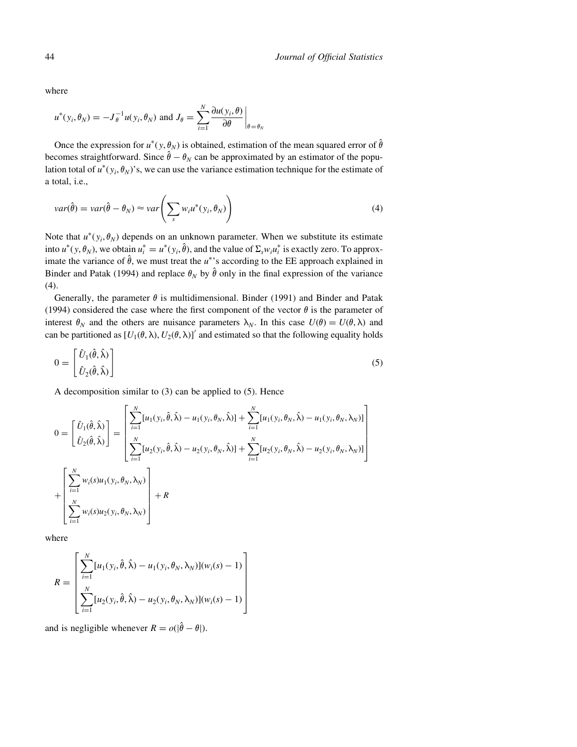where

$$u^*(y_i, \theta_N) = -J_\theta^{-1} u(y_i, \theta_N) \text{ and } J_\theta = \sum_{i=1}^{N} \frac{\partial u(y_i, \theta)}{\partial \theta}\bigg|_{\theta=\theta_N}$$

Once the expression for $u^*(y, \theta_N)$ is obtained, estimation of the mean squared error of $\hat{\theta}$ becomes straightforward. Since $\hat{\theta} - \theta_N$ can be approximated by an estimator of the population total of $u^*(y_i, \theta_N)$'s, we can use the variance estimation technique for the estimate of a total, i.e.,

$$var(\hat{\theta}) = var(\hat{\theta} - \theta_N) \approx var\left(\sum_s w_i u^*(y_i, \theta_N)\right) \tag{4}$$

Note that $u^*(y_i, \theta_N)$ depends on an unknown parameter. When we substitute its estimate into $u^*(y, \theta_N)$, we obtain $u_i^* = u^*(y_i, \hat{\theta})$, and the value of $\Sigma_s w_i u_i^*$ is exactly zero. To approximate the variance of $\hat{\theta}$, we must treat the $u^*$'s according to the EE approach explained in Binder and Patak (1994) and replace $\theta_N$ by $\hat{\theta}$ only in the final expression of the variance (4).

Generally, the parameter $\theta$ is multidimensional. Binder (1991) and Binder and Patak (1994) considered the case where the first component of the vector $\theta$ is the parameter of interest $\theta_N$ and the others are nuisance parameters $\lambda_N$. In this case $U(\theta) = U(\theta, \lambda)$ and can be partitioned as $[U_1(\theta, \lambda), U_2(\theta, \lambda)]'$ and estimated so that the following equality holds

$$0 = \begin{bmatrix} \hat{U}_1(\hat{\theta}, \hat{\lambda}) \\ \hat{U}_2(\hat{\theta}, \hat{\lambda}) \end{bmatrix} \tag{5}$$

A decomposition similar to (3) can be applied to (5). Hence

$$0 = \begin{bmatrix} \hat{U}_1(\hat{\theta}, \hat{\lambda}) \\ \hat{U}_2(\hat{\theta}, \hat{\lambda}) \end{bmatrix} = \begin{bmatrix} \sum_{i=1}^{N} [u_1(y_i, \hat{\theta}, \hat{\lambda}) - u_1(y_i, \theta_N, \hat{\lambda})] + \sum_{i=1}^{N} [u_1(y_i, \theta_N, \hat{\lambda}) - u_1(y_i, \theta_N, \lambda_N)] \\ \sum_{i=1}^{N} [u_2(y_i, \hat{\theta}, \hat{\lambda}) - u_2(y_i, \theta_N, \hat{\lambda})] + \sum_{i=1}^{N} [u_2(y_i, \theta_N, \hat{\lambda}) - u_2(y_i, \theta_N, \lambda_N)] \end{bmatrix}$$

$$+ \begin{bmatrix} \sum_{i=1}^{N} w_i(s) u_1(y_i, \theta_N, \lambda_N) \\ \sum_{i=1}^{N} w_i(s) u_2(y_i, \theta_N, \lambda_N) \end{bmatrix} + R$$

where

$$R = \begin{bmatrix} \sum_{i=1}^{N} [u_1(y_i, \hat{\theta}, \hat{\lambda}) - u_1(y_i, \theta_N, \lambda_N)](w_i(s) - 1) \\ \sum_{i=1}^{N} [u_2(y_i, \hat{\theta}, \hat{\lambda}) - u_2(y_i, \theta_N, \lambda_N)](w_i(s) - 1) \end{bmatrix}$$

and is negligible whenever $R = o(|\hat{\theta} - \theta|)$.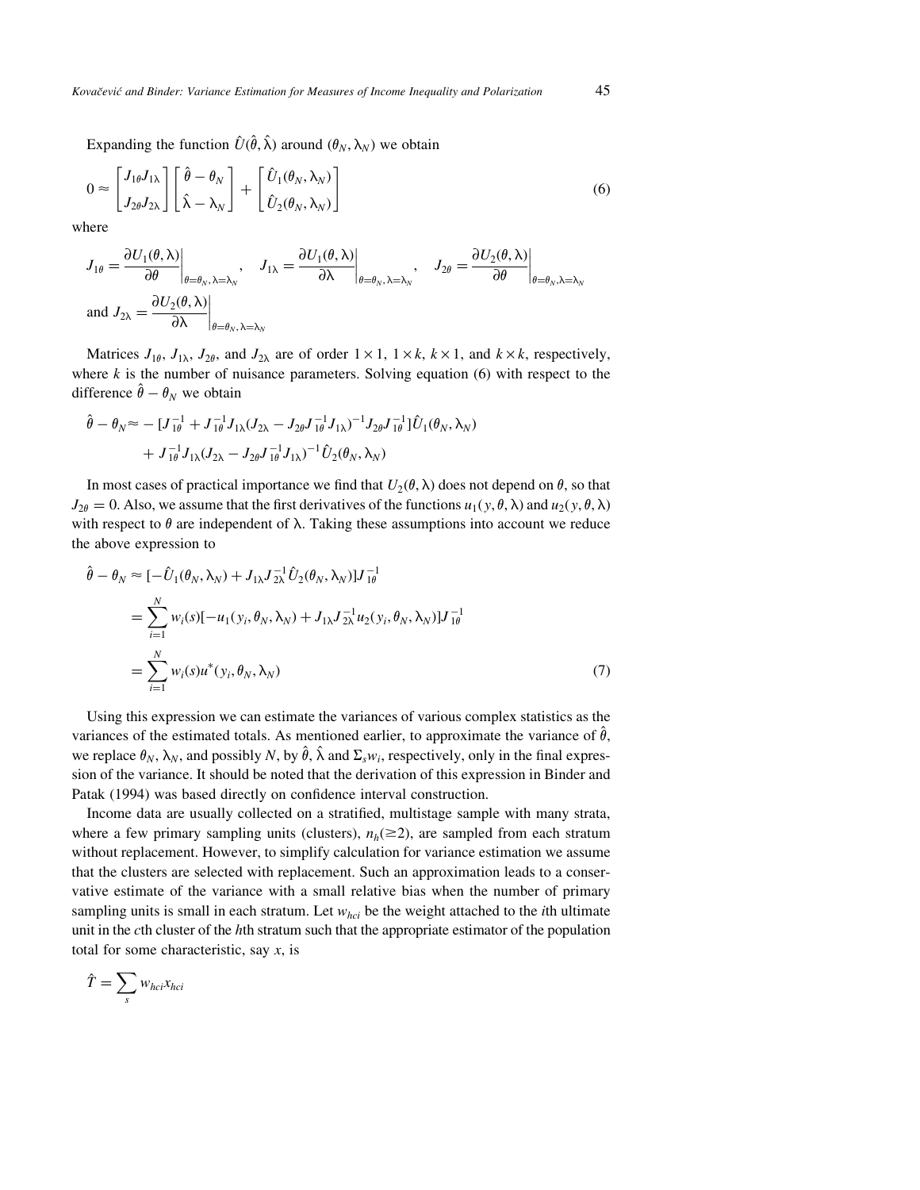Expanding the function $\hat{U}(\hat{\theta}, \hat{\lambda})$ around $(\theta_N, \lambda_N)$ we obtain

$$0 \approx \begin{bmatrix} J_{1\theta} J_{1\lambda} \\ J_{2\theta} J_{2\lambda} \end{bmatrix} \begin{bmatrix} \hat{\theta} - \theta_N \\ \hat{\lambda} - \lambda_N \end{bmatrix} + \begin{bmatrix} \hat{U}_1(\theta_N, \lambda_N) \\ \hat{U}_2(\theta_N, \lambda_N) \end{bmatrix} \tag{6}$$

where

$$J_{1\theta} = \left.\frac{\partial U_1(\theta, \lambda)}{\partial \theta}\right|_{\theta=\theta_N, \lambda=\lambda_N}, \quad J_{1\lambda} = \left.\frac{\partial U_1(\theta, \lambda)}{\partial \lambda}\right|_{\theta=\theta_N, \lambda=\lambda_N}, \quad J_{2\theta} = \left.\frac{\partial U_2(\theta, \lambda)}{\partial \theta}\right|_{\theta=\theta_N, \lambda=\lambda_N}$$

and $J_{2\lambda} = \left.\dfrac{\partial U_2(\theta, \lambda)}{\partial \lambda}\right|_{\theta=\theta_N, \lambda=\lambda_N}$

Matrices $J_{1\theta}$, $J_{1\lambda}$, $J_{2\theta}$, and $J_{2\lambda}$ are of order $1 \times 1$, $1 \times k$, $k \times 1$, and $k \times k$, respectively, where $k$ is the number of nuisance parameters. Solving equation (6) with respect to the difference $\hat{\theta} - \theta_N$ we obtain

$$\begin{aligned} \hat{\theta} - \theta_N \approx & -[J_{1\theta}^{-1} + J_{1\theta}^{-1} J_{1\lambda} (J_{2\lambda} - J_{2\theta} J_{1\theta}^{-1} J_{1\lambda})^{-1} J_{2\theta} J_{1\theta}^{-1}] \hat{U}_1(\theta_N, \lambda_N) \\ & + J_{1\theta}^{-1} J_{1\lambda} (J_{2\lambda} - J_{2\theta} J_{1\theta}^{-1} J_{1\lambda})^{-1} \hat{U}_2(\theta_N, \lambda_N) \end{aligned}$$

In most cases of practical importance we find that $U_2(\theta, \lambda)$ does not depend on $\theta$, so that $J_{2\theta} = 0$. Also, we assume that the first derivatives of the functions $u_1(y, \theta, \lambda)$ and $u_2(y, \theta, \lambda)$ with respect to $\theta$ are independent of $\lambda$. Taking these assumptions into account we reduce the above expression to

$$\begin{aligned} \hat{\theta} - \theta_N &\approx [-\hat{U}_1(\theta_N, \lambda_N) + J_{1\lambda} J_{2\lambda}^{-1} \hat{U}_2(\theta_N, \lambda_N)] J_{1\theta}^{-1} \\ &= \sum_{i=1}^{N} w_i(s) [-u_1(y_i, \theta_N, \lambda_N) + J_{1\lambda} J_{2\lambda}^{-1} u_2(y_i, \theta_N, \lambda_N)] J_{1\theta}^{-1} \\ &= \sum_{i=1}^{N} w_i(s) u^*(y_i, \theta_N, \lambda_N) \end{aligned} \tag{7}$$

Using this expression we can estimate the variances of various complex statistics as the variances of the estimated totals. As mentioned earlier, to approximate the variance of $\hat{\theta}$, we replace $\theta_N$, $\lambda_N$, and possibly $N$, by $\hat{\theta}$, $\hat{\lambda}$ and $\Sigma_s w_i$, respectively, only in the final expression of the variance. It should be noted that the derivation of this expression in Binder and Patak (1994) was based directly on confidence interval construction.

Income data are usually collected on a stratified, multistage sample with many strata, where a few primary sampling units (clusters), $n_h(\geq 2)$, are sampled from each stratum without replacement. However, to simplify calculation for variance estimation we assume that the clusters are selected with replacement. Such an approximation leads to a conservative estimate of the variance with a small relative bias when the number of primary sampling units is small in each stratum. Let $w_{hci}$ be the weight attached to the $i$th ultimate unit in the $c$th cluster of the $h$th stratum such that the appropriate estimator of the population total for some characteristic, say $x$, is

$$\hat{T} = \sum_s w_{hci} x_{hci}$$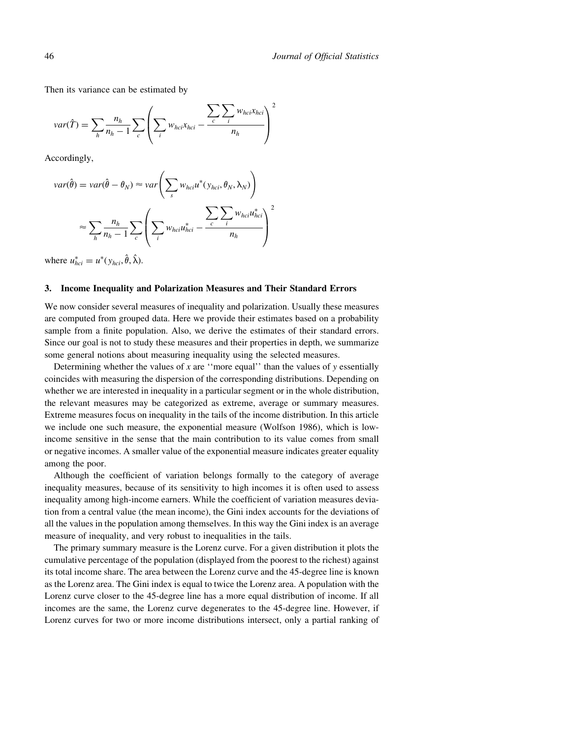Then its variance can be estimated by

$$var(\hat{T}) = \sum_h \frac{n_h}{n_h - 1} \sum_c \left( \sum_i w_{hci} x_{hci} - \frac{\sum_c \sum_i w_{hci} x_{hci}}{n_h} \right)^2$$

Accordingly,

$$var(\hat{\theta}) = var(\hat{\theta} - \theta_N) \approx var\left( \sum_s w_{hci} u^*(y_{hci}, \theta_N, \lambda_N) \right)$$

$$\approx \sum_h \frac{n_h}{n_h - 1} \sum_c \left( \sum_i w_{hci} u^*_{hci} - \frac{\sum_c \sum_i w_{hci} u^*_{hci}}{n_h} \right)^2$$

where $u^*_{hci} = u^*(y_{hci}, \hat{\theta}, \hat{\lambda})$.

## 3. Income Inequality and Polarization Measures and Their Standard Errors

We now consider several measures of inequality and polarization. Usually these measures are computed from grouped data. Here we provide their estimates based on a probability sample from a finite population. Also, we derive the estimates of their standard errors. Since our goal is not to study these measures and their properties in depth, we summarize some general notions about measuring inequality using the selected measures.

Determining whether the values of $x$ are ''more equal'' than the values of $y$ essentially coincides with measuring the dispersion of the corresponding distributions. Depending on whether we are interested in inequality in a particular segment or in the whole distribution, the relevant measures may be categorized as extreme, average or summary measures. Extreme measures focus on inequality in the tails of the income distribution. In this article we include one such measure, the exponential measure (Wolfson 1986), which is low-income sensitive in the sense that the main contribution to its value comes from small or negative incomes. A smaller value of the exponential measure indicates greater equality among the poor.

Although the coefficient of variation belongs formally to the category of average inequality measures, because of its sensitivity to high incomes it is often used to assess inequality among high-income earners. While the coefficient of variation measures deviation from a central value (the mean income), the Gini index accounts for the deviations of all the values in the population among themselves. In this way the Gini index is an average measure of inequality, and very robust to inequalities in the tails.

The primary summary measure is the Lorenz curve. For a given distribution it plots the cumulative percentage of the population (displayed from the poorest to the richest) against its total income share. The area between the Lorenz curve and the 45-degree line is known as the Lorenz area. The Gini index is equal to twice the Lorenz area. A population with the Lorenz curve closer to the 45-degree line has a more equal distribution of income. If all incomes are the same, the Lorenz curve degenerates to the 45-degree line. However, if Lorenz curves for two or more income distributions intersect, only a partial ranking of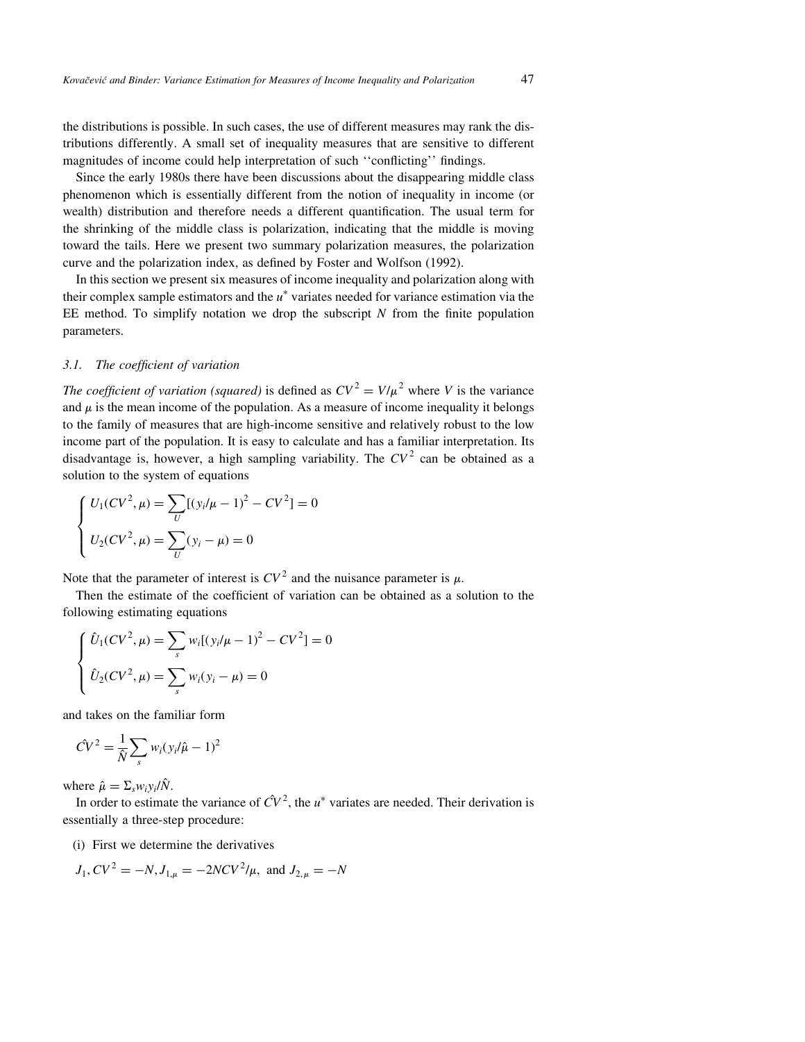the distributions is possible. In such cases, the use of different measures may rank the distributions differently. A small set of inequality measures that are sensitive to different magnitudes of income could help interpretation of such ''conflicting'' findings.

Since the early 1980s there have been discussions about the disappearing middle class phenomenon which is essentially different from the notion of inequality in income (or wealth) distribution and therefore needs a different quantification. The usual term for the shrinking of the middle class is polarization, indicating that the middle is moving toward the tails. Here we present two summary polarization measures, the polarization curve and the polarization index, as defined by Foster and Wolfson (1992).

In this section we present six measures of income inequality and polarization along with their complex sample estimators and the $u^*$ variates needed for variance estimation via the EE method. To simplify notation we drop the subscript $N$ from the finite population parameters.

### 3.1. The coefficient of variation

*The coefficient of variation (squared)* is defined as $CV^2 = V/\mu^2$ where $V$ is the variance and $\mu$ is the mean income of the population. As a measure of income inequality it belongs to the family of measures that are high-income sensitive and relatively robust to the low income part of the population. It is easy to calculate and has a familiar interpretation. Its disadvantage is, however, a high sampling variability. The $CV^2$ can be obtained as a solution to the system of equations

$$\begin{cases} U_1(CV^2, \mu) = \sum_U [(y_i/\mu - 1)^2 - CV^2] = 0 \\ U_2(CV^2, \mu) = \sum_U (y_i - \mu) = 0 \end{cases}$$

Note that the parameter of interest is $CV^2$ and the nuisance parameter is $\mu$.

Then the estimate of the coefficient of variation can be obtained as a solution to the following estimating equations

$$\begin{cases} \hat{U}_1(CV^2, \mu) = \sum_s w_i[(y_i/\mu - 1)^2 - CV^2] = 0 \\ \hat{U}_2(CV^2, \mu) = \sum_s w_i(y_i - \mu) = 0 \end{cases}$$

and takes on the familiar form

$$\hat{CV}^2 = \frac{1}{\hat{N}} \sum_s w_i(y_i/\hat{\mu} - 1)^2$$

where $\hat{\mu} = \Sigma_s w_i y_i / \hat{N}$.

In order to estimate the variance of $\hat{CV}^2$, the $u^*$ variates are needed. Their derivation is essentially a three-step procedure:

(i) First we determine the derivatives

$J_1, CV^2 = -N, J_{1,\mu} = -2NCV^2/\mu,$ and $J_{2,\mu} = -N$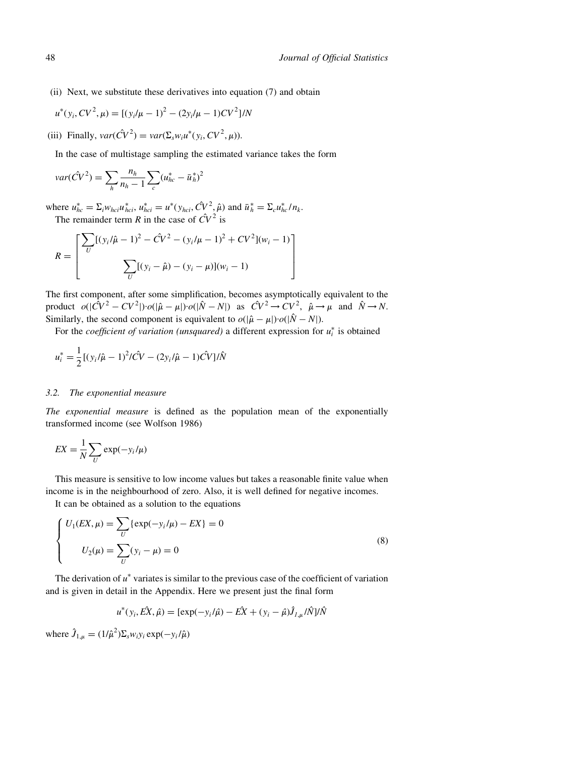(ii) Next, we substitute these derivatives into equation (7) and obtain

$$u^*(y_i, CV^2, \mu) = [(y_i/\mu - 1)^2 - (2y_i/\mu - 1)CV^2]/N$$

(iii) Finally, $var(\hat{CV}^2) = var(\Sigma_s w_i u^*(y_i, CV^2, \mu))$.

In the case of multistage sampling the estimated variance takes the form

$$var(\hat{CV}^2) = \sum_h \frac{n_h}{n_h - 1} \sum_c (u^*_{hc} - \bar{u}^*_h)^2$$

where $u^*_{hc} = \Sigma_i w_{hci} u^*_{hci}$, $u^*_{hci} = u^*(y_{hci}, \hat{CV}^2, \hat{\mu})$ and $\bar{u}^*_h = \Sigma_c u^*_{hc}/n_k$.

The remainder term $R$ in the case of $\hat{CV}^2$ is

$$R = \begin{bmatrix} \sum_U [(y_i/\hat{\mu} - 1)^2 - \hat{CV}^2 - (y_i/\mu - 1)^2 + CV^2](w_i - 1) \\ \sum_U [(y_i - \hat{\mu}) - (y_i - \mu)](w_i - 1) \end{bmatrix}$$

The first component, after some simplification, becomes asymptotically equivalent to the product $o(|\hat{CV}^2 - CV^2|) \cdot o(|\hat{\mu} - \mu|) \cdot o(|\hat{N} - N|)$ as $\hat{CV}^2 \to CV^2$, $\hat{\mu} \to \mu$ and $\hat{N} \to N$. Similarly, the second component is equivalent to $o(|\hat{\mu} - \mu|) \cdot o(|\hat{N} - N|)$.

For the *coefficient of variation (unsquared)* a different expression for $u^*_i$ is obtained

$$u^*_i = \frac{1}{2}[(y_i/\hat{\mu} - 1)^2/\hat{CV} - (2y_i/\hat{\mu} - 1)\hat{CV}]/\hat{N}$$

### 3.2. The exponential measure

*The exponential measure* is defined as the population mean of the exponentially transformed income (see Wolfson 1986)

$$EX = \frac{1}{N} \sum_U \exp(-y_i/\mu)$$

This measure is sensitive to low income values but takes a reasonable finite value when income is in the neighbourhood of zero. Also, it is well defined for negative incomes.

It can be obtained as a solution to the equations

$$\begin{cases} U_1(EX, \mu) = \sum_U \{\exp(-y_i/\mu) - EX\} = 0 \\ U_2(\mu) = \sum_U (y_i - \mu) = 0 \end{cases} \tag{8}$$

The derivation of $u^*$ variates is similar to the previous case of the coefficient of variation and is given in detail in the Appendix. Here we present just the final form

$$u^*(y_i, \hat{EX}, \hat{\mu}) = [\exp(-y_i/\hat{\mu}) - \hat{EX} + (y_i - \hat{\mu})\hat{J}_{1,\mu}/\hat{N}]/\hat{N}$$

where $\hat{J}_{1,\mu} = (1/\hat{\mu}^2)\Sigma_s w_i y_i \exp(-y_i/\hat{\mu})$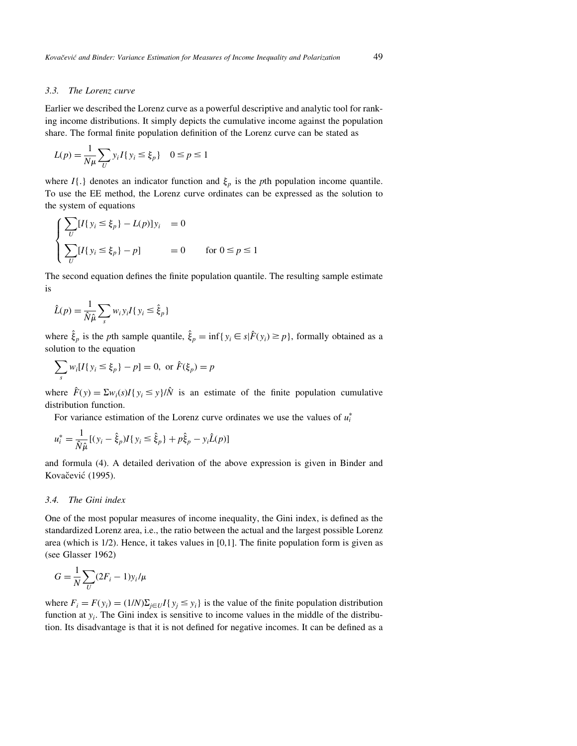### 3.3. The Lorenz curve

Earlier we described the Lorenz curve as a powerful descriptive and analytic tool for ranking income distributions. It simply depicts the cumulative income against the population share. The formal finite population definition of the Lorenz curve can be stated as

$$L(p) = \frac{1}{N\mu}\sum_U y_i I\{y_i \le \xi_p\} \quad 0 \le p \le 1$$

where $I\{.\}$ denotes an indicator function and $\xi_p$ is the $p$th population income quantile. To use the EE method, the Lorenz curve ordinates can be expressed as the solution to the system of equations

$$\begin{cases} \sum_U [I\{y_i \le \xi_p\} - L(p)]y_i & = 0 \\ \sum_U [I\{y_i \le \xi_p\} - p] & = 0 \qquad \text{for } 0 \le p \le 1 \end{cases}$$

The second equation defines the finite population quantile. The resulting sample estimate is

$$\hat{L}(p) = \frac{1}{\hat{N}\hat{\mu}}\sum_s w_i y_i I\{y_i \le \hat{\xi}_p\}$$

where $\hat{\xi}_p$ is the $p$th sample quantile, $\hat{\xi}_p = \inf\{y_i \in s | \hat{F}(y_i) \ge p\}$, formally obtained as a solution to the equation

$$\sum_s w_i [I\{y_i \le \xi_p\} - p] = 0, \text{ or } \hat{F}(\xi_p) = p$$

where $\hat{F}(y) = \Sigma w_i(s) I\{y_i \le y\}/\hat{N}$ is an estimate of the finite population cumulative distribution function.

For variance estimation of the Lorenz curve ordinates we use the values of $u_i^*$

$$u_i^* = \frac{1}{\hat{N}\hat{\mu}}[(y_i - \hat{\xi}_p)I\{y_i \le \hat{\xi}_p\} + p\hat{\xi}_p - y_i\hat{L}(p)]$$

and formula (4). A detailed derivation of the above expression is given in Binder and Kovačević (1995).

### 3.4. The Gini index

One of the most popular measures of income inequality, the Gini index, is defined as the standardized Lorenz area, i.e., the ratio between the actual and the largest possible Lorenz area (which is 1/2). Hence, it takes values in [0,1]. The finite population form is given as (see Glasser 1962)

$$G = \frac{1}{N}\sum_U (2F_i - 1)y_i/\mu$$

where $F_i = F(y_i) = (1/N)\Sigma_{j \in U} I\{y_j \le y_i\}$ is the value of the finite population distribution function at $y_i$. The Gini index is sensitive to income values in the middle of the distribution. Its disadvantage is that it is not defined for negative incomes. It can be defined as a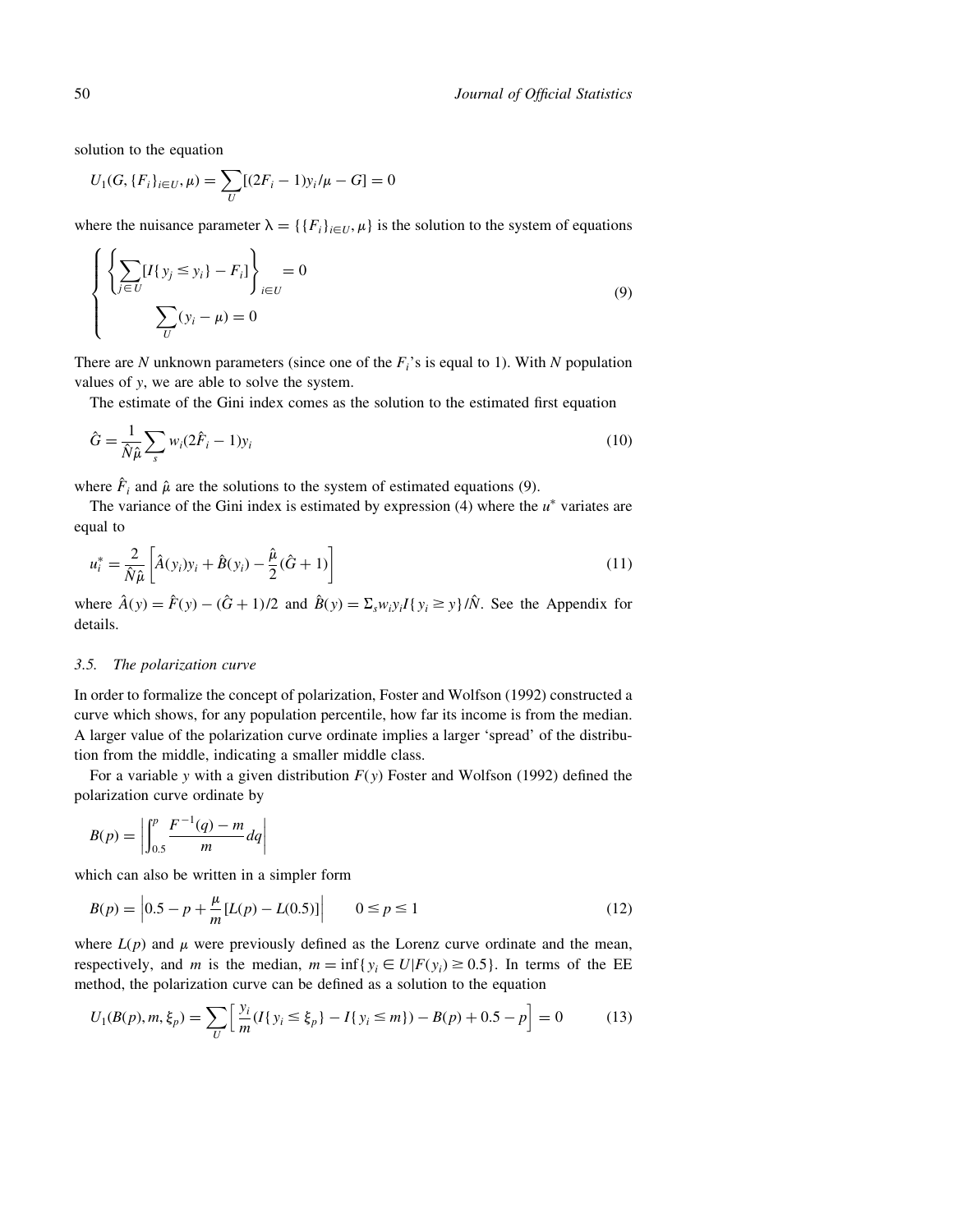solution to the equation

$$U_1(G, \{F_i\}_{i \in U}, \mu) = \sum_U [(2F_i - 1)y_i/\mu - G] = 0$$

where the nuisance parameter $\lambda = \{\{F_i\}_{i \in U}, \mu\}$ is the solution to the system of equations

$$\begin{cases} \left\{ \sum_{j \in U} [I\{y_j \leq y_i\} - F_i] \right\}_{i \in U} = 0 \\ \sum_U (y_i - \mu) = 0 \end{cases} \tag{9}$$

There are $N$ unknown parameters (since one of the $F_i$'s is equal to 1). With $N$ population values of $y$, we are able to solve the system.

The estimate of the Gini index comes as the solution to the estimated first equation

$$\hat{G} = \frac{1}{\hat{N}\hat{\mu}} \sum_s w_i (2\hat{F}_i - 1) y_i \tag{10}$$

where $\hat{F}_i$ and $\hat{\mu}$ are the solutions to the system of estimated equations (9).

The variance of the Gini index is estimated by expression (4) where the $u^*$ variates are equal to

$$u_i^* = \frac{2}{\hat{N}\hat{\mu}} \left[ \hat{A}(y_i) y_i + \hat{B}(y_i) - \frac{\hat{\mu}}{2}(\hat{G} + 1) \right] \tag{11}$$

where $\hat{A}(y) = \hat{F}(y) - (\hat{G} + 1)/2$ and $\hat{B}(y) = \Sigma_s w_i y_i I\{y_i \geq y\}/\hat{N}$. See the Appendix for details.

### 3.5. *The polarization curve*

In order to formalize the concept of polarization, Foster and Wolfson (1992) constructed a curve which shows, for any population percentile, how far its income is from the median. A larger value of the polarization curve ordinate implies a larger 'spread' of the distribution from the middle, indicating a smaller middle class.

For a variable $y$ with a given distribution $F(y)$ Foster and Wolfson (1992) defined the polarization curve ordinate by

$$B(p) = \left| \int_{0.5}^{p} \frac{F^{-1}(q) - m}{m} dq \right|$$

which can also be written in a simpler form

$$B(p) = \left| 0.5 - p + \frac{\mu}{m} [L(p) - L(0.5)] \right| \qquad 0 \leq p \leq 1 \tag{12}$$

where $L(p)$ and $\mu$ were previously defined as the Lorenz curve ordinate and the mean, respectively, and $m$ is the median, $m = \inf\{y_i \in U | F(y_i) \geq 0.5\}$. In terms of the EE method, the polarization curve can be defined as a solution to the equation

$$U_1(B(p), m, \xi_p) = \sum_U \left[ \frac{y_i}{m} (I\{y_i \leq \xi_p\} - I\{y_i \leq m\}) - B(p) + 0.5 - p \right] = 0 \tag{13}$$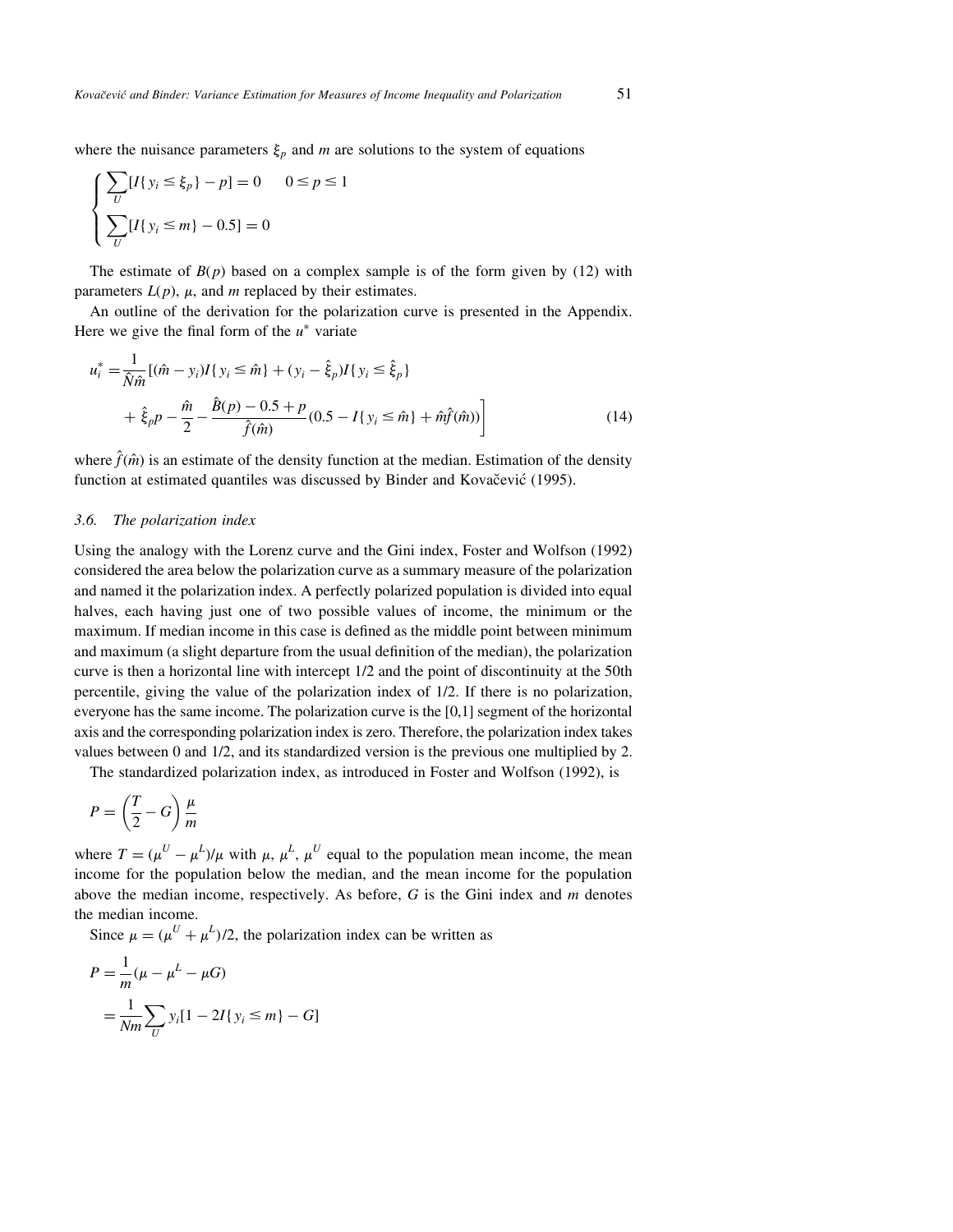where the nuisance parameters $\xi_p$ and $m$ are solutions to the system of equations

$$\begin{cases} \sum_U [I\{y_i \leq \xi_p\} - p] = 0 \qquad 0 \leq p \leq 1 \\ \sum_U [I\{y_i \leq m\} - 0.5] = 0 \end{cases}$$

The estimate of $B(p)$ based on a complex sample is of the form given by (12) with parameters $L(p)$, $\mu$, and $m$ replaced by their estimates.

An outline of the derivation for the polarization curve is presented in the Appendix. Here we give the final form of the $u^*$ variate

$$u_i^* = \frac{1}{\hat{N}\hat{m}}[(\hat{m} - y_i)I\{y_i \leq \hat{m}\} + (y_i - \hat{\xi}_p)I\{y_i \leq \hat{\xi}_p\} \\ + \hat{\xi}_p p - \frac{\hat{m}}{2} - \frac{\hat{B}(p) - 0.5 + p}{\hat{f}(\hat{m})}(0.5 - I\{y_i \leq \hat{m}\} + \hat{m}\hat{f}(\hat{m}))\Bigg] \tag{14}$$

where $\hat{f}(\hat{m})$ is an estimate of the density function at the median. Estimation of the density function at estimated quantiles was discussed by Binder and Kovačević (1995).

### 3.6. The polarization index

Using the analogy with the Lorenz curve and the Gini index, Foster and Wolfson (1992) considered the area below the polarization curve as a summary measure of the polarization and named it the polarization index. A perfectly polarized population is divided into equal halves, each having just one of two possible values of income, the minimum or the maximum. If median income in this case is defined as the middle point between minimum and maximum (a slight departure from the usual definition of the median), the polarization curve is then a horizontal line with intercept 1/2 and the point of discontinuity at the 50th percentile, giving the value of the polarization index of 1/2. If there is no polarization, everyone has the same income. The polarization curve is the [0,1] segment of the horizontal axis and the corresponding polarization index is zero. Therefore, the polarization index takes values between 0 and 1/2, and its standardized version is the previous one multiplied by 2.

The standardized polarization index, as introduced in Foster and Wolfson (1992), is

$$P = \left(\frac{T}{2} - G\right)\frac{\mu}{m}$$

where $T = (\mu^U - \mu^L)/\mu$ with $\mu$, $\mu^L$, $\mu^U$ equal to the population mean income, the mean income for the population below the median, and the mean income for the population above the median income, respectively. As before, $G$ is the Gini index and $m$ denotes the median income.

Since $\mu = (\mu^U + \mu^L)/2$, the polarization index can be written as

$$P = \frac{1}{m}(\mu - \mu^L - \mu G) \\ = \frac{1}{Nm}\sum_U y_i[1 - 2I\{y_i \leq m\} - G]$$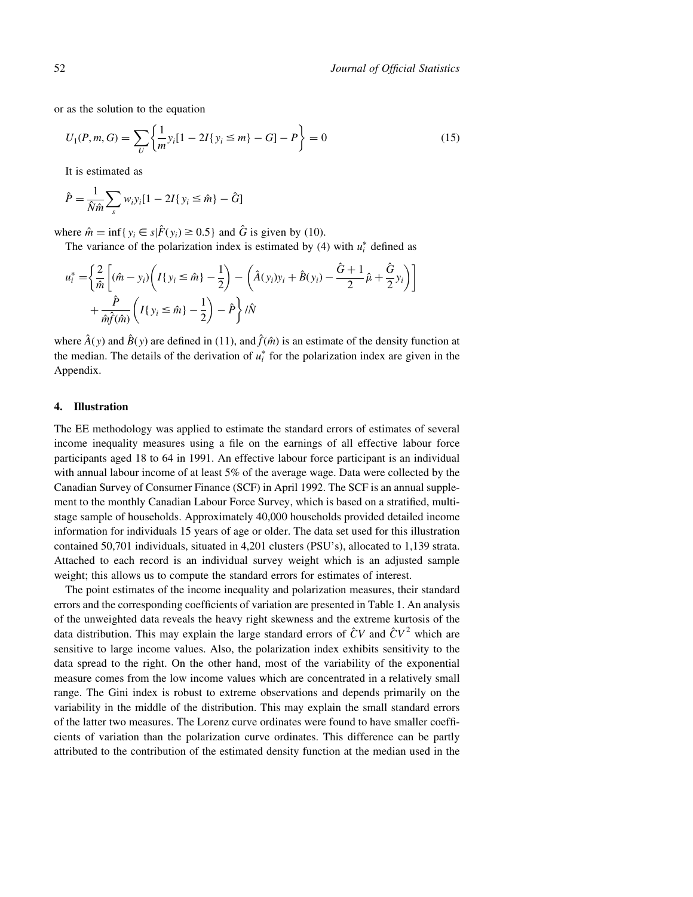or as the solution to the equation

$$U_1(P, m, G) = \sum_U \left\{ \frac{1}{m} y_i [1 - 2I\{ y_i \leq m\} - G] - P \right\} = 0 \tag{15}$$

It is estimated as

$$\hat{P} = \frac{1}{\hat{N}\hat{m}} \sum_s w_i y_i [1 - 2I\{ y_i \leq \hat{m}\} - \hat{G}]$$

where $\hat{m} = \inf\{ y_i \in s | \hat{F}(y_i) \geq 0.5\}$ and $\hat{G}$ is given by (10).

The variance of the polarization index is estimated by (4) with $u_i^*$ defined as

$$\begin{aligned} u_i^* = & \left\{ \frac{2}{\hat{m}} \left[ (\hat{m} - y_i)\left( I\{ y_i \leq \hat{m}\} - \frac{1}{2} \right) - \left( \hat{A}(y_i) y_i + \hat{B}(y_i) - \frac{\hat{G}+1}{2}\hat{\mu} + \frac{\hat{G}}{2} y_i \right) \right] \right. \\ & \left. + \frac{\hat{P}}{\hat{m}\hat{f}(\hat{m})} \left( I\{ y_i \leq \hat{m}\} - \frac{1}{2} \right) - \hat{P} \right\} / \hat{N} \end{aligned}$$

where $\hat{A}(y)$ and $\hat{B}(y)$ are defined in (11), and $\hat{f}(\hat{m})$ is an estimate of the density function at the median. The details of the derivation of $u_i^*$ for the polarization index are given in the Appendix.

## 4. Illustration

The EE methodology was applied to estimate the standard errors of estimates of several income inequality measures using a file on the earnings of all effective labour force participants aged 18 to 64 in 1991. An effective labour force participant is an individual with annual labour income of at least 5% of the average wage. Data were collected by the Canadian Survey of Consumer Finance (SCF) in April 1992. The SCF is an annual supplement to the monthly Canadian Labour Force Survey, which is based on a stratified, multistage sample of households. Approximately 40,000 households provided detailed income information for individuals 15 years of age or older. The data set used for this illustration contained 50,701 individuals, situated in 4,201 clusters (PSU's), allocated to 1,139 strata. Attached to each record is an individual survey weight which is an adjusted sample weight; this allows us to compute the standard errors for estimates of interest.

The point estimates of the income inequality and polarization measures, their standard errors and the corresponding coefficients of variation are presented in Table 1. An analysis of the unweighted data reveals the heavy right skewness and the extreme kurtosis of the data distribution. This may explain the large standard errors of $\hat{C}V$ and $\hat{C}V^2$ which are sensitive to large income values. Also, the polarization index exhibits sensitivity to the data spread to the right. On the other hand, most of the variability of the exponential measure comes from the low income values which are concentrated in a relatively small range. The Gini index is robust to extreme observations and depends primarily on the variability in the middle of the distribution. This may explain the small standard errors of the latter two measures. The Lorenz curve ordinates were found to have smaller coefficients of variation than the polarization curve ordinates. This difference can be partly attributed to the contribution of the estimated density function at the median used in the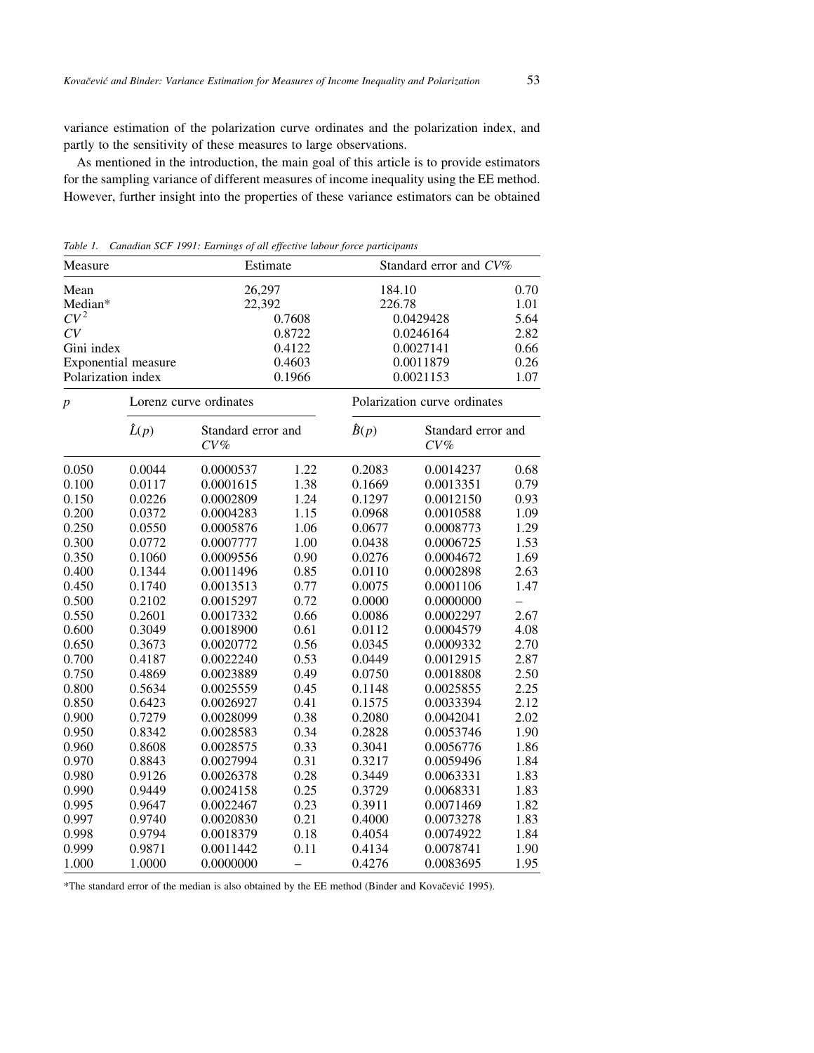variance estimation of the polarization curve ordinates and the polarization index, and partly to the sensitivity of these measures to large observations.

As mentioned in the introduction, the main goal of this article is to provide estimators for the sampling variance of different measures of income inequality using the EE method. However, further insight into the properties of these variance estimators can be obtained

*Table 1. Canadian SCF 1991: Earnings of all effective labour force participants*

| Measure | Estimate | Standard error and $CV\%$ | |
|---|---|---|---|
| Mean | 26,297 | 184.10 | 0.70 |
| Median* | 22,392 | 226.78 | 1.01 |
| $CV^2$ | 0.7608 | 0.0429428 | 5.64 |
| $CV$ | 0.8722 | 0.0246164 | 2.82 |
| Gini index | 0.4122 | 0.0027141 | 0.66 |
| Exponential measure | 0.4603 | 0.0011879 | 0.26 |
| Polarization index | 0.1966 | 0.0021153 | 1.07 |

| $p$ | Lorenz curve ordinates | | | Polarization curve ordinates | | |
|---|---|---|---|---|---|---|
| | $\hat{L}(p)$ | Standard error and $CV\%$ | | $\hat{B}(p)$ | Standard error and $CV\%$ | |
| 0.050 | 0.0044 | 0.0000537 | 1.22 | 0.2083 | 0.0014237 | 0.68 |
| 0.100 | 0.0117 | 0.0001615 | 1.38 | 0.1669 | 0.0013351 | 0.79 |
| 0.150 | 0.0226 | 0.0002809 | 1.24 | 0.1297 | 0.0012150 | 0.93 |
| 0.200 | 0.0372 | 0.0004283 | 1.15 | 0.0968 | 0.0010588 | 1.09 |
| 0.250 | 0.0550 | 0.0005876 | 1.06 | 0.0677 | 0.0008773 | 1.29 |
| 0.300 | 0.0772 | 0.0007777 | 1.00 | 0.0438 | 0.0006725 | 1.53 |
| 0.350 | 0.1060 | 0.0009556 | 0.90 | 0.0276 | 0.0004672 | 1.69 |
| 0.400 | 0.1344 | 0.0011496 | 0.85 | 0.0110 | 0.0002898 | 2.63 |
| 0.450 | 0.1740 | 0.0013513 | 0.77 | 0.0075 | 0.0001106 | 1.47 |
| 0.500 | 0.2102 | 0.0015297 | 0.72 | 0.0000 | 0.0000000 | – |
| 0.550 | 0.2601 | 0.0017332 | 0.66 | 0.0086 | 0.0002297 | 2.67 |
| 0.600 | 0.3049 | 0.0018900 | 0.61 | 0.0112 | 0.0004579 | 4.08 |
| 0.650 | 0.3673 | 0.0020772 | 0.56 | 0.0345 | 0.0009332 | 2.70 |
| 0.700 | 0.4187 | 0.0022240 | 0.53 | 0.0449 | 0.0012915 | 2.87 |
| 0.750 | 0.4869 | 0.0023889 | 0.49 | 0.0750 | 0.0018808 | 2.50 |
| 0.800 | 0.5634 | 0.0025559 | 0.45 | 0.1148 | 0.0025855 | 2.25 |
| 0.850 | 0.6423 | 0.0026927 | 0.41 | 0.1575 | 0.0033394 | 2.12 |
| 0.900 | 0.7279 | 0.0028099 | 0.38 | 0.2080 | 0.0042041 | 2.02 |
| 0.950 | 0.8342 | 0.0028583 | 0.34 | 0.2828 | 0.0053746 | 1.90 |
| 0.960 | 0.8608 | 0.0028575 | 0.33 | 0.3041 | 0.0056776 | 1.86 |
| 0.970 | 0.8843 | 0.0027994 | 0.31 | 0.3217 | 0.0059496 | 1.84 |
| 0.980 | 0.9126 | 0.0026378 | 0.28 | 0.3449 | 0.0063331 | 1.83 |
| 0.990 | 0.9449 | 0.0024158 | 0.25 | 0.3729 | 0.0068331 | 1.83 |
| 0.995 | 0.9647 | 0.0022467 | 0.23 | 0.3911 | 0.0071469 | 1.82 |
| 0.997 | 0.9740 | 0.0020830 | 0.21 | 0.4000 | 0.0073278 | 1.83 |
| 0.998 | 0.9794 | 0.0018379 | 0.18 | 0.4054 | 0.0074922 | 1.84 |
| 0.999 | 0.9871 | 0.0011442 | 0.11 | 0.4134 | 0.0078741 | 1.90 |
| 1.000 | 1.0000 | 0.0000000 | – | 0.4276 | 0.0083695 | 1.95 |

*The standard error of the median is also obtained by the EE method (Binder and Kovačević 1995).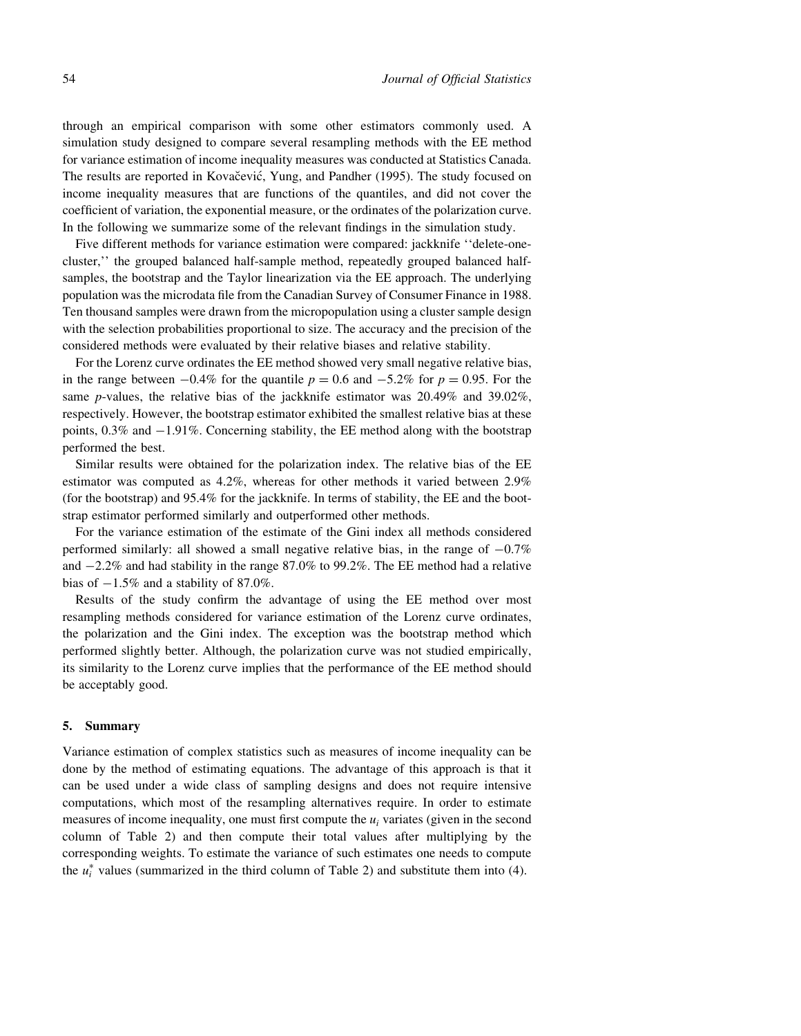through an empirical comparison with some other estimators commonly used. A simulation study designed to compare several resampling methods with the EE method for variance estimation of income inequality measures was conducted at Statistics Canada. The results are reported in Kovačević, Yung, and Pandher (1995). The study focused on income inequality measures that are functions of the quantiles, and did not cover the coefficient of variation, the exponential measure, or the ordinates of the polarization curve. In the following we summarize some of the relevant findings in the simulation study.

Five different methods for variance estimation were compared: jackknife ''delete-one-cluster,'' the grouped balanced half-sample method, repeatedly grouped balanced half-samples, the bootstrap and the Taylor linearization via the EE approach. The underlying population was the microdata file from the Canadian Survey of Consumer Finance in 1988. Ten thousand samples were drawn from the micropopulation using a cluster sample design with the selection probabilities proportional to size. The accuracy and the precision of the considered methods were evaluated by their relative biases and relative stability.

For the Lorenz curve ordinates the EE method showed very small negative relative bias, in the range between $-0.4\%$ for the quantile $p = 0.6$ and $-5.2\%$ for $p = 0.95$. For the same $p$-values, the relative bias of the jackknife estimator was 20.49% and 39.02%, respectively. However, the bootstrap estimator exhibited the smallest relative bias at these points, 0.3% and $-1.91\%$. Concerning stability, the EE method along with the bootstrap performed the best.

Similar results were obtained for the polarization index. The relative bias of the EE estimator was computed as 4.2%, whereas for other methods it varied between 2.9% (for the bootstrap) and 95.4% for the jackknife. In terms of stability, the EE and the bootstrap estimator performed similarly and outperformed other methods.

For the variance estimation of the estimate of the Gini index all methods considered performed similarly: all showed a small negative relative bias, in the range of $-0.7\%$ and $-2.2\%$ and had stability in the range 87.0% to 99.2%. The EE method had a relative bias of $-1.5\%$ and a stability of 87.0%.

Results of the study confirm the advantage of using the EE method over most resampling methods considered for variance estimation of the Lorenz curve ordinates, the polarization and the Gini index. The exception was the bootstrap method which performed slightly better. Although, the polarization curve was not studied empirically, its similarity to the Lorenz curve implies that the performance of the EE method should be acceptably good.

## 5. Summary

Variance estimation of complex statistics such as measures of income inequality can be done by the method of estimating equations. The advantage of this approach is that it can be used under a wide class of sampling designs and does not require intensive computations, which most of the resampling alternatives require. In order to estimate measures of income inequality, one must first compute the $u_i$ variates (given in the second column of Table 2) and then compute their total values after multiplying by the corresponding weights. To estimate the variance of such estimates one needs to compute the $u_i^*$ values (summarized in the third column of Table 2) and substitute them into (4).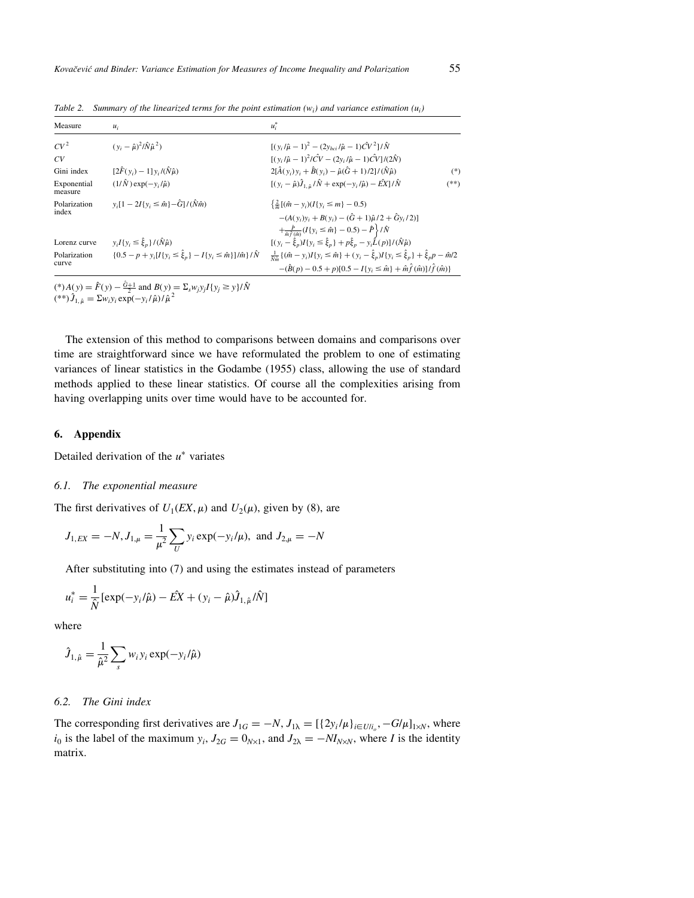Table 2. Summary of the linearized terms for the point estimation ($w_i$) and variance estimation ($u_i$)

| Measure | $u_i$ | $u_i^*$ | |
|---|---|---|---|
| $CV^2$ | $(y_i - \hat{\mu})^2/\hat{N}\hat{\mu}^2)$ | $[(y_i/\hat{\mu} - 1)^2 - (2y_{hci}/\hat{\mu} - 1)\hat{CV}^2]/\hat{N}$ | |
| $CV$ | | $[(y_i/\hat{\mu} - 1)^2/\hat{CV} - (2y_i/\hat{\mu} - 1)\hat{CV}]/(2\hat{N})$ | |
| Gini index | $[2\hat{F}(y_i) - 1]y_i/(\hat{N}\hat{\mu})$ | $2[\hat{A}(y_i)y_i + \hat{B}(y_i) - \hat{\mu}(\hat{G}+1)/2]/(\hat{N}\hat{\mu})$ | (*) |
| Exponential measure | $(1/\hat{N})\exp(-y_i/\hat{\mu})$ | $[(y_i - \hat{\mu})\hat{J}_{1,\hat{\mu}}/\hat{N} + \exp(-y_i/\hat{\mu}) - \hat{EX}]/\hat{N}$ | (**) |
| Polarization index | $y_i[1 - 2I\{y_i \leq \hat{m}\} - \hat{G}]/(\hat{N}\hat{m})$ | $\left\{\frac{2}{\hat{m}}[(\hat{m} - y_i)(I\{y_i \leq m\} - 0.5) - (A(y_i)y_i + B(y_i) - (\hat{G}+1)\hat{\mu}/2 + \hat{G}y_i/2)] + \frac{\hat{P}}{\hat{m}\hat{f}(\hat{m})}(I\{y_i \leq \hat{m}\} - 0.5) - \hat{P}\right\}/\hat{N}$ | |
| Lorenz curve | $y_iI\{y_i \leq \hat{\xi}_p\}/(\hat{N}\hat{\mu})$ | $[(y_i - \hat{\xi}_p)I\{y_i \leq \hat{\xi}_p\} + p\hat{\xi}_p - y_i\hat{L}(p)]/(\hat{N}\hat{\mu})$ | |
| Polarization curve | $\{0.5 - p + y_i[I\{y_i \leq \hat{\xi}_p\} - I\{y_i \leq \hat{m}\}]/\hat{m}\}/\hat{N}$ | $\frac{1}{\hat{N}\hat{m}}\{(\hat{m} - y_i)I\{y_i \leq \hat{m}\} + (y_i - \hat{\xi}_p)I\{y_i \leq \hat{\xi}_p\} + \hat{\xi}_p p - \hat{m}/2 - (\hat{B}(p) - 0.5 + p)[0.5 - I\{y_i \leq \hat{m}\} + \hat{m}\hat{f}(\hat{m})]/\hat{f}(\hat{m})\}$ | |

(*) $A(y) = \hat{F}(y) - \frac{\hat{G}+1}{2}$ and $B(y) = \Sigma_s w_j y_j I\{y_j \geq y\}/\hat{N}$
(**) $\hat{J}_{1,\hat{\mu}} = \Sigma w_i y_i \exp(-y_i/\hat{\mu})/\hat{\mu}^2$

The extension of this method to comparisons between domains and comparisons over time are straightforward since we have reformulated the problem to one of estimating variances of linear statistics in the Godambe (1955) class, allowing the use of standard methods applied to these linear statistics. Of course all the complexities arising from having overlapping units over time would have to be accounted for.

## 6. Appendix

Detailed derivation of the $u^*$ variates

### 6.1. The exponential measure

The first derivatives of $U_1(EX, \mu)$ and $U_2(\mu)$, given by (8), are

$$J_{1,EX} = -N, J_{1,\mu} = \frac{1}{\mu^2}\sum_U y_i \exp(-y_i/\mu), \text{ and } J_{2,\mu} = -N$$

After substituting into (7) and using the estimates instead of parameters

$$u_i^* = \frac{1}{\hat{N}}[\exp(-y_i/\hat{\mu}) - \hat{EX} + (y_i - \hat{\mu})\hat{J}_{1,\hat{\mu}}/\hat{N}]$$

where

$$\hat{J}_{1,\hat{\mu}} = \frac{1}{\hat{\mu}^2}\sum_s w_i y_i \exp(-y_i/\hat{\mu})$$

### 6.2. The Gini index

The corresponding first derivatives are $J_{1G} = -N$, $J_{1\lambda} = [\{2y_i/\mu\}_{i \in U/i_o}, -G/\mu]_{1\times N}$, where $i_0$ is the label of the maximum $y_i$, $J_{2G} = 0_{N\times 1}$, and $J_{2\lambda} = -NI_{N\times N}$, where $I$ is the identity matrix.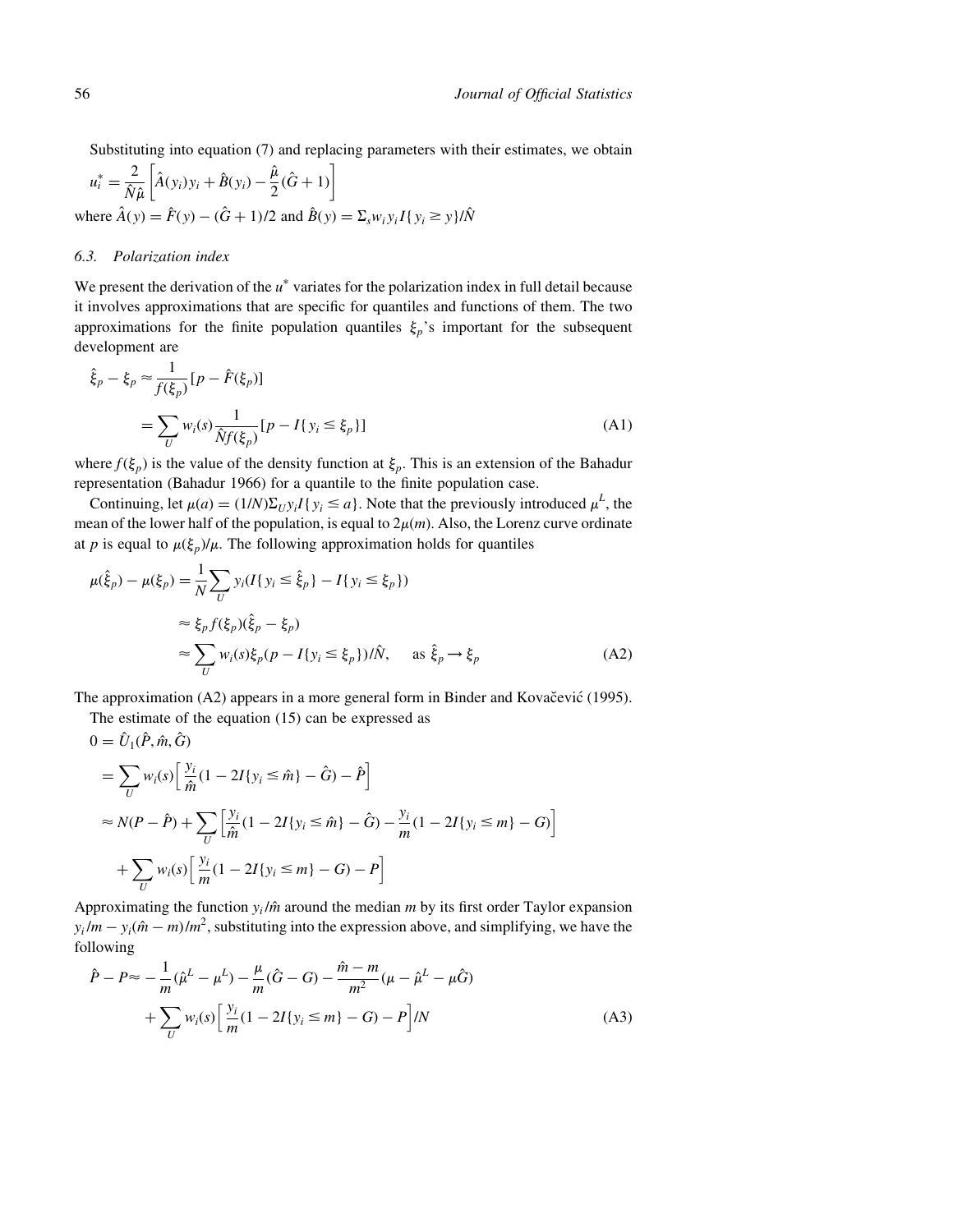Substituting into equation (7) and replacing parameters with their estimates, we obtain

$$u_i^* = \frac{2}{\hat{N}\hat{\mu}}\left[\hat{A}(y_i)y_i + \hat{B}(y_i) - \frac{\hat{\mu}}{2}(\hat{G}+1)\right]$$

where $\hat{A}(y) = \hat{F}(y) - (\hat{G}+1)/2$ and $\hat{B}(y) = \Sigma_s w_i y_i I\{y_i \geq y\}/\hat{N}$

### 6.3. Polarization index

We present the derivation of the $u^*$ variates for the polarization index in full detail because it involves approximations that are specific for quantiles and functions of them. The two approximations for the finite population quantiles $\xi_p$'s important for the subsequent development are

$$\begin{aligned}\hat{\xi}_p - \xi_p &\approx \frac{1}{f(\xi_p)}[p - \hat{F}(\xi_p)] \\ &= \sum_U w_i(s)\frac{1}{\hat{N}f(\xi_p)}[p - I\{y_i \leq \xi_p\}] \end{aligned} \tag{A1}$$

where $f(\xi_p)$ is the value of the density function at $\xi_p$. This is an extension of the Bahadur representation (Bahadur 1966) for a quantile to the finite population case.

Continuing, let $\mu(a) = (1/N)\Sigma_U y_i I\{y_i \leq a\}$. Note that the previously introduced $\mu^L$, the mean of the lower half of the population, is equal to $2\mu(m)$. Also, the Lorenz curve ordinate at $p$ is equal to $\mu(\xi_p)/\mu$. The following approximation holds for quantiles

$$\begin{aligned}\mu(\hat{\xi}_p) - \mu(\xi_p) &= \frac{1}{N}\sum_U y_i(I\{y_i \leq \hat{\xi}_p\} - I\{y_i \leq \xi_p\}) \\ &\approx \xi_p f(\xi_p)(\hat{\xi}_p - \xi_p) \\ &\approx \sum_U w_i(s)\xi_p(p - I\{y_i \leq \xi_p\})/\hat{N}, \quad \text{as } \hat{\xi}_p \to \xi_p \end{aligned} \tag{A2}$$

The approximation (A2) appears in a more general form in Binder and Kovačević (1995).

The estimate of the equation (15) can be expressed as

$$\begin{aligned} 0 &= \hat{U}_1(\hat{P}, \hat{m}, \hat{G}) \\ &= \sum_U w_i(s)\Big[\frac{y_i}{\hat{m}}(1 - 2I\{y_i \leq \hat{m}\} - \hat{G}) - \hat{P}\Big] \\ &\approx N(P - \hat{P}) + \sum_U \Big[\frac{y_i}{\hat{m}}(1 - 2I\{y_i \leq \hat{m}\} - \hat{G}) - \frac{y_i}{m}(1 - 2I\{y_i \leq m\} - G)\Big] \\ &\quad + \sum_U w_i(s)\Big[\frac{y_i}{m}(1 - 2I\{y_i \leq m\} - G) - P\Big] \end{aligned}$$

Approximating the function $y_i/\hat{m}$ around the median $m$ by its first order Taylor expansion $y_i/m - y_i(\hat{m} - m)/m^2$, substituting into the expression above, and simplifying, we have the following

$$\begin{aligned}\hat{P} - P \approx &-\frac{1}{m}(\hat{\mu}^L - \mu^L) - \frac{\mu}{m}(\hat{G} - G) - \frac{\hat{m} - m}{m^2}(\mu - \hat{\mu}^L - \mu\hat{G}) \\ &+ \sum_U w_i(s)\Big[\frac{y_i}{m}(1 - 2I\{y_i \leq m\} - G) - P\Big]/N \end{aligned} \tag{A3}$$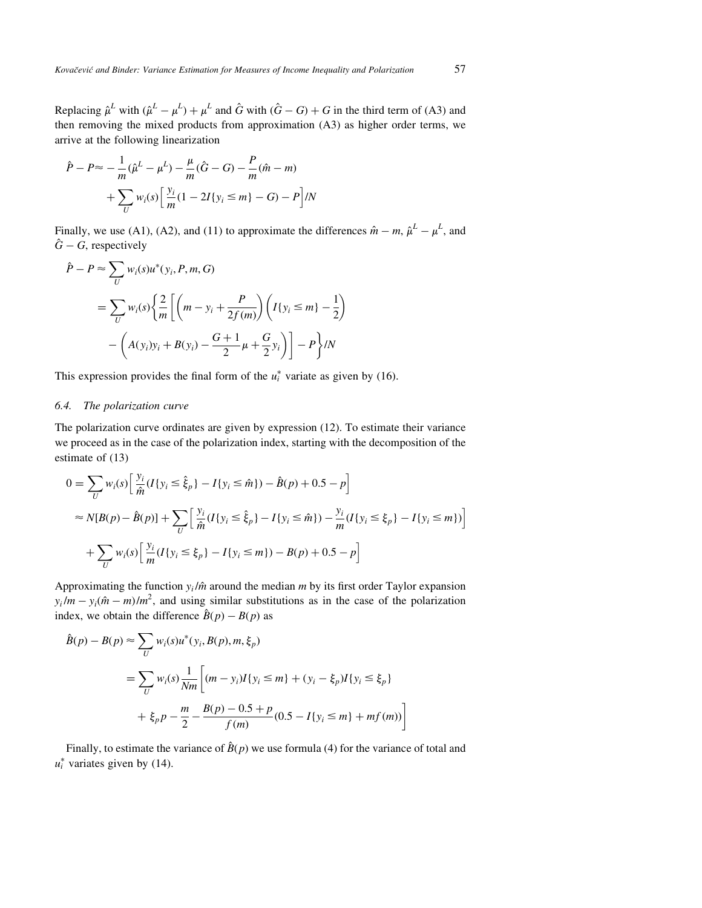Replacing $\hat{\mu}^L$ with $(\hat{\mu}^L - \mu^L) + \mu^L$ and $\hat{G}$ with $(\hat{G} - G) + G$ in the third term of (A3) and then removing the mixed products from approximation (A3) as higher order terms, we arrive at the following linearization

$$\hat{P} - P \approx -\frac{1}{m}(\hat{\mu}^L - \mu^L) - \frac{\mu}{m}(\hat{G} - G) - \frac{P}{m}(\hat{m} - m) + \sum_U w_i(s)\Big[\frac{y_i}{m}(1 - 2I\{y_i \leq m\} - G) - P\Big]/N$$

Finally, we use (A1), (A2), and (11) to approximate the differences $\hat{m} - m$, $\hat{\mu}^L - \mu^L$, and $\hat{G} - G$, respectively

$$\begin{aligned}
\hat{P} - P &\approx \sum_U w_i(s) u^*(y_i, P, m, G) \\
&= \sum_U w_i(s)\bigg\{\frac{2}{m}\bigg[\bigg(m - y_i + \frac{P}{2f(m)}\bigg)\bigg(I\{y_i \leq m\} - \frac{1}{2}\bigg) \\
&\quad - \bigg(A(y_i)y_i + B(y_i) - \frac{G+1}{2}\mu + \frac{G}{2}y_i\bigg)\bigg] - P\bigg\}/N
\end{aligned}$$

This expression provides the final form of the $u_i^*$ variate as given by (16).

### 6.4. *The polarization curve*

The polarization curve ordinates are given by expression (12). To estimate their variance we proceed as in the case of the polarization index, starting with the decomposition of the estimate of (13)

$$\begin{aligned}
0 &= \sum_U w_i(s)\Big[\frac{y_i}{\hat{m}}(I\{y_i \leq \hat{\xi}_p\} - I\{y_i \leq \hat{m}\}) - \hat{B}(p) + 0.5 - p\Big] \\
&\approx N[B(p) - \hat{B}(p)] + \sum_U \Big[\frac{y_i}{\hat{m}}(I\{y_i \leq \hat{\xi}_p\} - I\{y_i \leq \hat{m}\}) - \frac{y_i}{m}(I\{y_i \leq \xi_p\} - I\{y_i \leq m\})\Big] \\
&\quad + \sum_U w_i(s)\Big[\frac{y_i}{m}(I\{y_i \leq \xi_p\} - I\{y_i \leq m\}) - B(p) + 0.5 - p\Big]
\end{aligned}$$

Approximating the function $y_i/\hat{m}$ around the median $m$ by its first order Taylor expansion $y_i/m - y_i(\hat{m} - m)/m^2$, and using similar substitutions as in the case of the polarization index, we obtain the difference $\hat{B}(p) - B(p)$ as

$$\begin{aligned}
\hat{B}(p) - B(p) &\approx \sum_U w_i(s) u^*(y_i, B(p), m, \xi_p) \\
&= \sum_U w_i(s)\frac{1}{Nm}\bigg[(m - y_i)I\{y_i \leq m\} + (y_i - \xi_p)I\{y_i \leq \xi_p\} \\
&\quad + \xi_p p - \frac{m}{2} - \frac{B(p) - 0.5 + p}{f(m)}(0.5 - I\{y_i \leq m\} + mf(m))\bigg]
\end{aligned}$$

Finally, to estimate the variance of $\hat{B}(p)$ we use formula (4) for the variance of total and $u_i^*$ variates given by (14).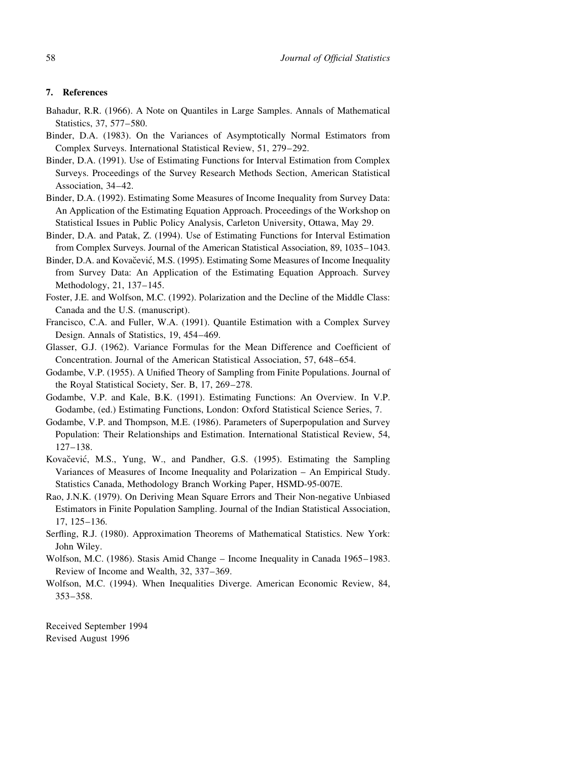## 7. References

Bahadur, R.R. (1966). A Note on Quantiles in Large Samples. Annals of Mathematical Statistics, 37, 577–580.

Binder, D.A. (1983). On the Variances of Asymptotically Normal Estimators from Complex Surveys. International Statistical Review, 51, 279–292.

Binder, D.A. (1991). Use of Estimating Functions for Interval Estimation from Complex Surveys. Proceedings of the Survey Research Methods Section, American Statistical Association, 34–42.

Binder, D.A. (1992). Estimating Some Measures of Income Inequality from Survey Data: An Application of the Estimating Equation Approach. Proceedings of the Workshop on Statistical Issues in Public Policy Analysis, Carleton University, Ottawa, May 29.

Binder, D.A. and Patak, Z. (1994). Use of Estimating Functions for Interval Estimation from Complex Surveys. Journal of the American Statistical Association, 89, 1035–1043.

Binder, D.A. and Kovačević, M.S. (1995). Estimating Some Measures of Income Inequality from Survey Data: An Application of the Estimating Equation Approach. Survey Methodology, 21, 137–145.

Foster, J.E. and Wolfson, M.C. (1992). Polarization and the Decline of the Middle Class: Canada and the U.S. (manuscript).

Francisco, C.A. and Fuller, W.A. (1991). Quantile Estimation with a Complex Survey Design. Annals of Statistics, 19, 454–469.

Glasser, G.J. (1962). Variance Formulas for the Mean Difference and Coefficient of Concentration. Journal of the American Statistical Association, 57, 648–654.

Godambe, V.P. (1955). A Unified Theory of Sampling from Finite Populations. Journal of the Royal Statistical Society, Ser. B, 17, 269–278.

Godambe, V.P. and Kale, B.K. (1991). Estimating Functions: An Overview. In V.P. Godambe, (ed.) Estimating Functions, London: Oxford Statistical Science Series, 7.

Godambe, V.P. and Thompson, M.E. (1986). Parameters of Superpopulation and Survey Population: Their Relationships and Estimation. International Statistical Review, 54, 127–138.

Kovačević, M.S., Yung, W., and Pandher, G.S. (1995). Estimating the Sampling Variances of Measures of Income Inequality and Polarization – An Empirical Study. Statistics Canada, Methodology Branch Working Paper, HSMD-95-007E.

Rao, J.N.K. (1979). On Deriving Mean Square Errors and Their Non-negative Unbiased Estimators in Finite Population Sampling. Journal of the Indian Statistical Association, 17, 125–136.

Serfling, R.J. (1980). Approximation Theorems of Mathematical Statistics. New York: John Wiley.

Wolfson, M.C. (1986). Stasis Amid Change – Income Inequality in Canada 1965–1983. Review of Income and Wealth, 32, 337–369.

Wolfson, M.C. (1994). When Inequalities Diverge. American Economic Review, 84, 353–358.

Received September 1994
Revised August 1996